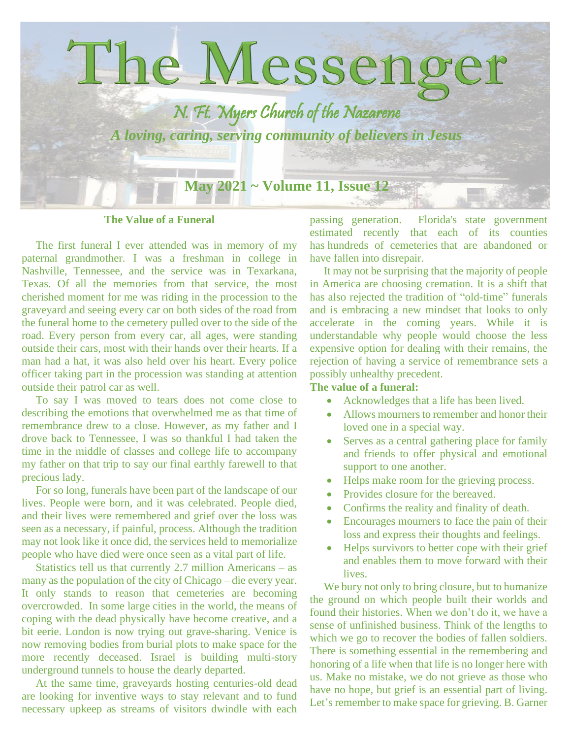# The Messenger

*N. Ft. Myers Church of the Nazarene*

***A loving, caring, serving community of believers in Jesus***

**May 2021 ~ Volume 11, Issue 12**

## The Value of a Funeral

The first funeral I ever attended was in memory of my paternal grandmother. I was a freshman in college in Nashville, Tennessee, and the service was in Texarkana, Texas. Of all the memories from that service, the most cherished moment for me was riding in the procession to the graveyard and seeing every car on both sides of the road from the funeral home to the cemetery pulled over to the side of the road. Every person from every car, all ages, were standing outside their cars, most with their hands over their hearts. If a man had a hat, it was also held over his heart. Every police officer taking part in the procession was standing at attention outside their patrol car as well.

To say I was moved to tears does not come close to describing the emotions that overwhelmed me as that time of remembrance drew to a close. However, as my father and I drove back to Tennessee, I was so thankful I had taken the time in the middle of classes and college life to accompany my father on that trip to say our final earthly farewell to that precious lady.

For so long, funerals have been part of the landscape of our lives. People were born, and it was celebrated. People died, and their lives were remembered and grief over the loss was seen as a necessary, if painful, process. Although the tradition may not look like it once did, the services held to memorialize people who have died were once seen as a vital part of life.

Statistics tell us that currently 2.7 million Americans – as many as the population of the city of Chicago – die every year. It only stands to reason that cemeteries are becoming overcrowded. In some large cities in the world, the means of coping with the dead physically have become creative, and a bit eerie. London is now trying out grave-sharing. Venice is now removing bodies from burial plots to make space for the more recently deceased. Israel is building multi-story underground tunnels to house the dearly departed.

At the same time, graveyards hosting centuries-old dead are looking for inventive ways to stay relevant and to fund necessary upkeep as streams of visitors dwindle with each passing generation. Florida's state government estimated recently that each of its counties has hundreds of cemeteries that are abandoned or have fallen into disrepair.

It may not be surprising that the majority of people in America are choosing cremation. It is a shift that has also rejected the tradition of "old-time" funerals and is embracing a new mindset that looks to only accelerate in the coming years. While it is understandable why people would choose the less expensive option for dealing with their remains, the rejection of having a service of remembrance sets a possibly unhealthy precedent.

**The value of a funeral:**

- Acknowledges that a life has been lived.
- Allows mourners to remember and honor their loved one in a special way.
- Serves as a central gathering place for family and friends to offer physical and emotional support to one another.
- Helps make room for the grieving process.
- Provides closure for the bereaved.
- Confirms the reality and finality of death.
- Encourages mourners to face the pain of their loss and express their thoughts and feelings.
- Helps survivors to better cope with their grief and enables them to move forward with their lives.

We bury not only to bring closure, but to humanize the ground on which people built their worlds and found their histories. When we don't do it, we have a sense of unfinished business. Think of the lengths to which we go to recover the bodies of fallen soldiers. There is something essential in the remembering and honoring of a life when that life is no longer here with us. Make no mistake, we do not grieve as those who have no hope, but grief is an essential part of living. Let's remember to make space for grieving. B. Garner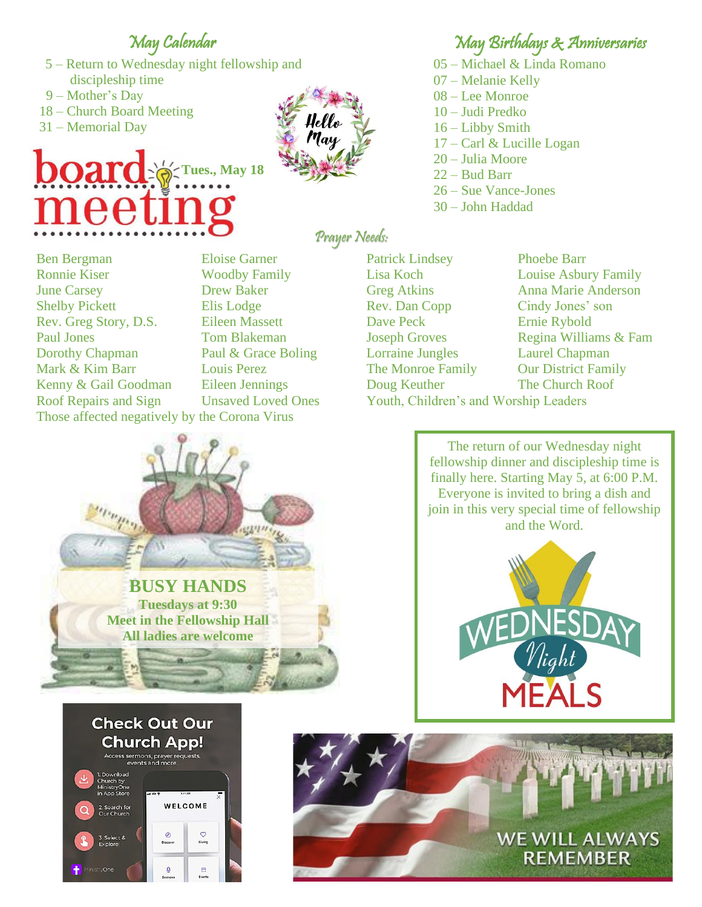## May Calendar

5 – Return to Wednesday night fellowship and discipleship time
9 – Mother's Day
18 – Church Board Meeting
31 – Memorial Day

Hello May

**board meeting** Tues., May 18

## May Birthdays & Anniversaries

05 – Michael & Linda Romano
07 – Melanie Kelly
08 – Lee Monroe
10 – Judi Predko
16 – Libby Smith
17 – Carl & Lucille Logan
20 – Julia Moore
22 – Bud Barr
26 – Sue Vance-Jones
30 – John Haddad

## Prayer Needs:

Ben Bergman
Ronnie Kiser
June Carsey
Shelby Pickett
Rev. Greg Story, D.S.
Paul Jones
Dorothy Chapman
Mark & Kim Barr
Kenny & Gail Goodman
Roof Repairs and Sign
Eloise Garner
Woodby Family
Drew Baker
Elis Lodge
Eileen Massett
Tom Blakeman
Paul & Grace Boling
Louis Perez
Eileen Jennings
Unsaved Loved Ones
Those affected negatively by the Corona Virus
Patrick Lindsey
Lisa Koch
Greg Atkins
Rev. Dan Copp
Dave Peck
Joseph Groves
Lorraine Jungles
The Monroe Family
Doug Keuther
Youth, Children's and Worship Leaders
Phoebe Barr
Louise Asbury Family
Anna Marie Anderson
Cindy Jones' son
Ernie Rybold
Regina Williams & Fam
Laurel Chapman
Our District Family
The Church Roof

**BUSY HANDS**
**Tuesdays at 9:30**
**Meet in the Fellowship Hall**
**All ladies are welcome**

The return of our Wednesday night fellowship dinner and discipleship time is finally here. Starting May 5, at 6:00 P.M. Everyone is invited to bring a dish and join in this very special time of fellowship and the Word.

WEDNESDAY Night MEALS

**Check Out Our Church App!**
Access sermons, prayer requests, events and more.
1. Download Church by MinistryOne in App Store
2. Search for Our Church
3. Select & Explore!

WE WILL ALWAYS REMEMBER